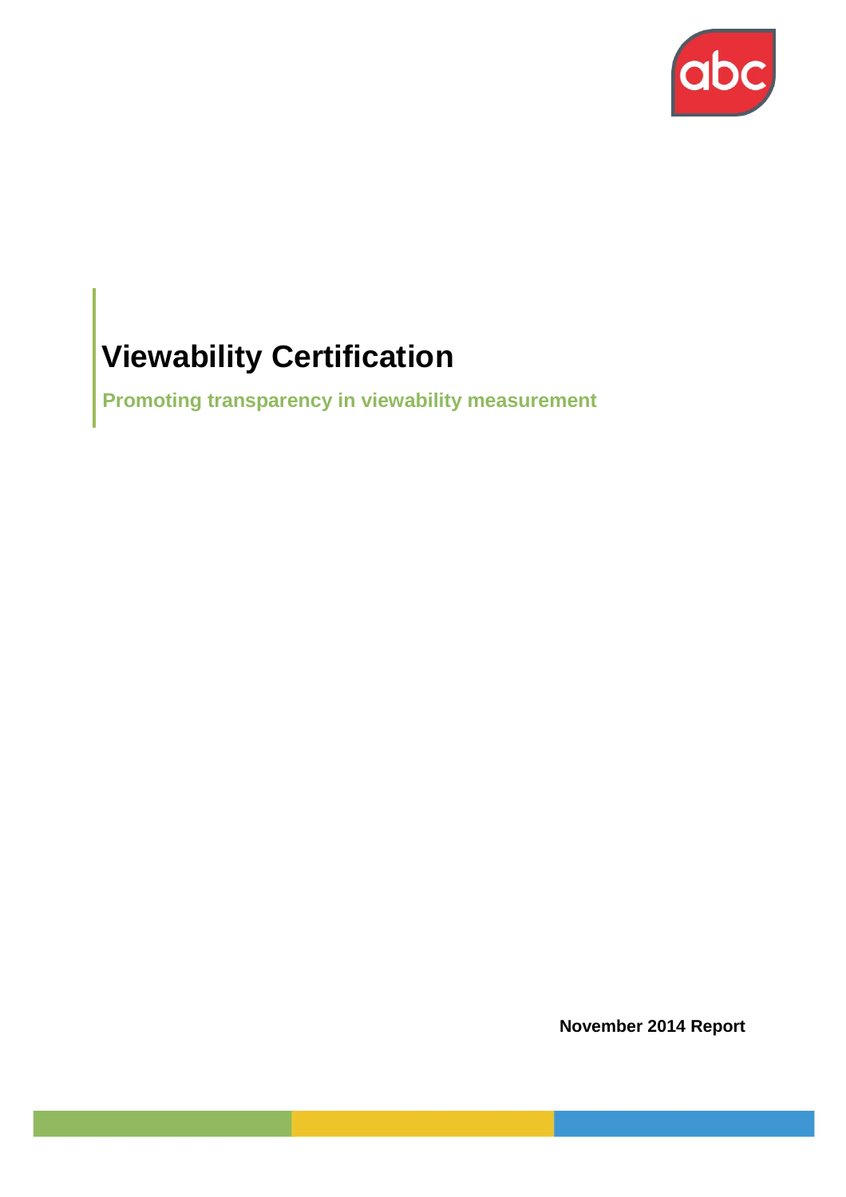# Viewability Certification

**Promoting transparency in viewability measurement**

**November 2014 Report**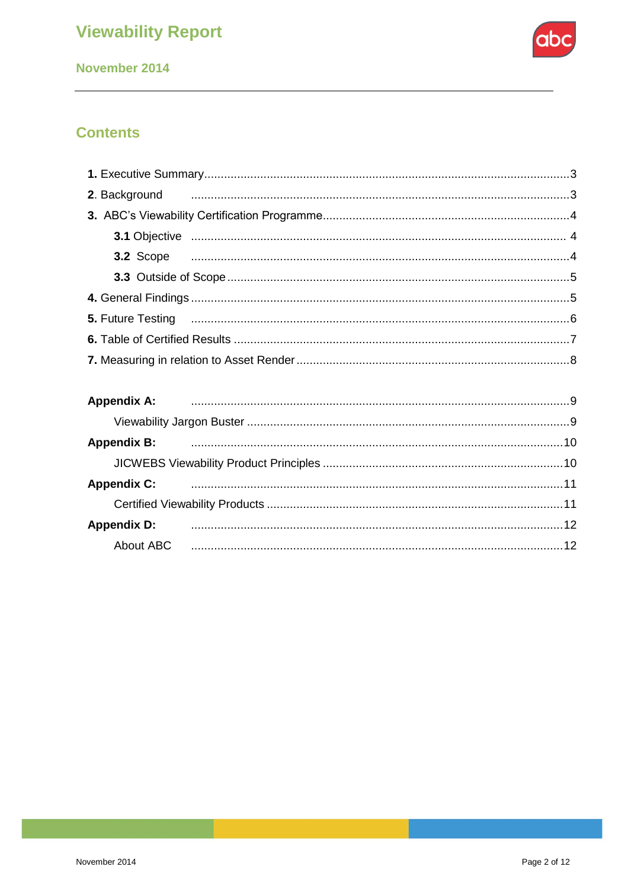## Contents

**1.** Executive Summary ... 3

**2**. Background ... 3

**3.** ABC's Viewability Certification Programme ... 4

- **3.1** Objective ... 4
- **3.2** Scope ... 4
- **3.3** Outside of Scope ... 5

**4.** General Findings ... 5

**5.** Future Testing ... 6

**6.** Table of Certified Results ... 7

**7.** Measuring in relation to Asset Render ... 8

**Appendix A:** ... 9

- Viewability Jargon Buster ... 9

**Appendix B:** ... 10

- JICWEBS Viewability Product Principles ... 10

**Appendix C:** ... 11

- Certified Viewability Products ... 11

**Appendix D:** ... 12

- About ABC ... 12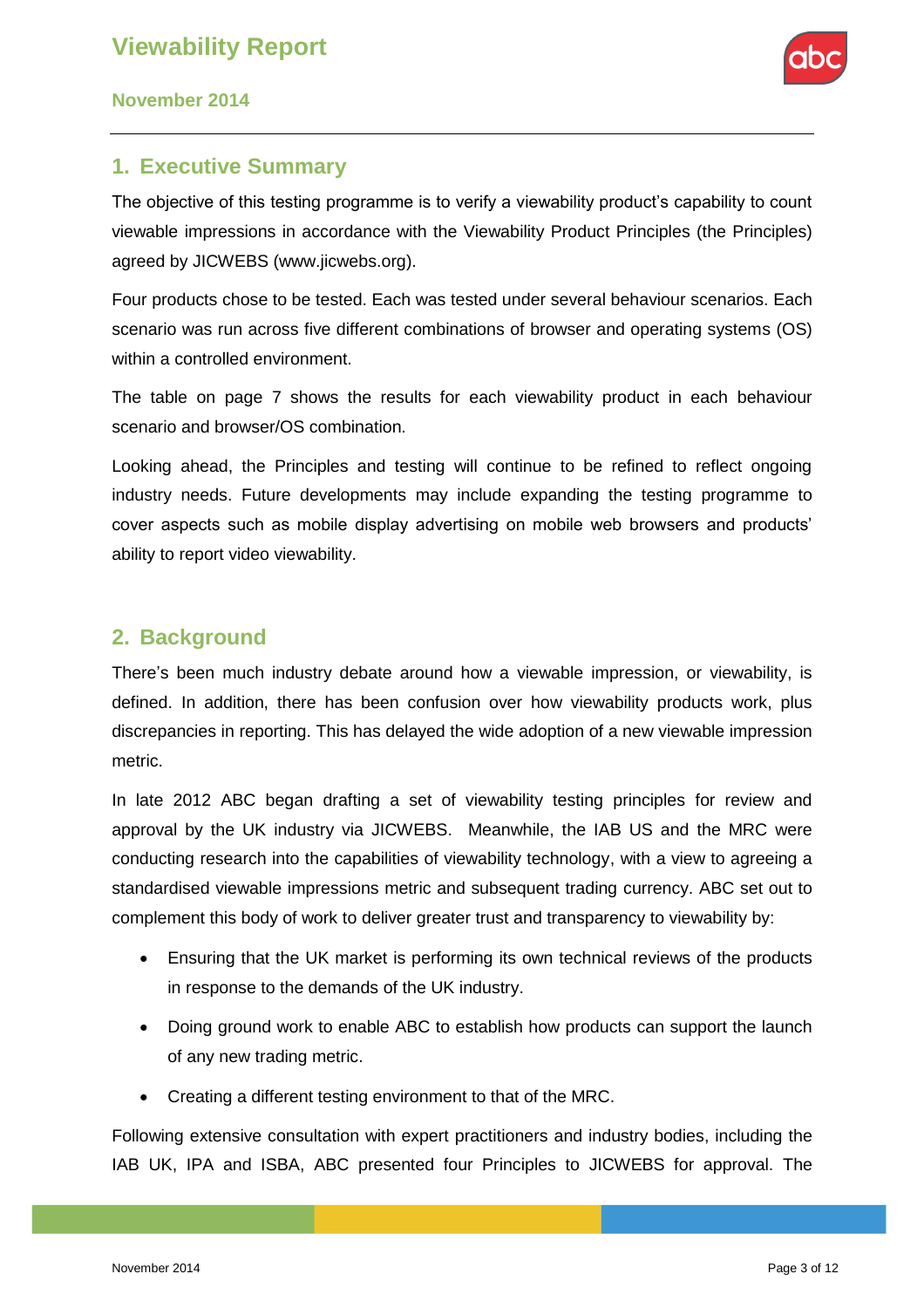## 1. Executive Summary

The objective of this testing programme is to verify a viewability product's capability to count viewable impressions in accordance with the Viewability Product Principles (the Principles) agreed by JICWEBS (www.jicwebs.org).

Four products chose to be tested. Each was tested under several behaviour scenarios. Each scenario was run across five different combinations of browser and operating systems (OS) within a controlled environment.

The table on page 7 shows the results for each viewability product in each behaviour scenario and browser/OS combination.

Looking ahead, the Principles and testing will continue to be refined to reflect ongoing industry needs. Future developments may include expanding the testing programme to cover aspects such as mobile display advertising on mobile web browsers and products' ability to report video viewability.

## 2. Background

There's been much industry debate around how a viewable impression, or viewability, is defined. In addition, there has been confusion over how viewability products work, plus discrepancies in reporting. This has delayed the wide adoption of a new viewable impression metric.

In late 2012 ABC began drafting a set of viewability testing principles for review and approval by the UK industry via JICWEBS. Meanwhile, the IAB US and the MRC were conducting research into the capabilities of viewability technology, with a view to agreeing a standardised viewable impressions metric and subsequent trading currency. ABC set out to complement this body of work to deliver greater trust and transparency to viewability by:

- Ensuring that the UK market is performing its own technical reviews of the products in response to the demands of the UK industry.
- Doing ground work to enable ABC to establish how products can support the launch of any new trading metric.
- Creating a different testing environment to that of the MRC.

Following extensive consultation with expert practitioners and industry bodies, including the IAB UK, IPA and ISBA, ABC presented four Principles to JICWEBS for approval. The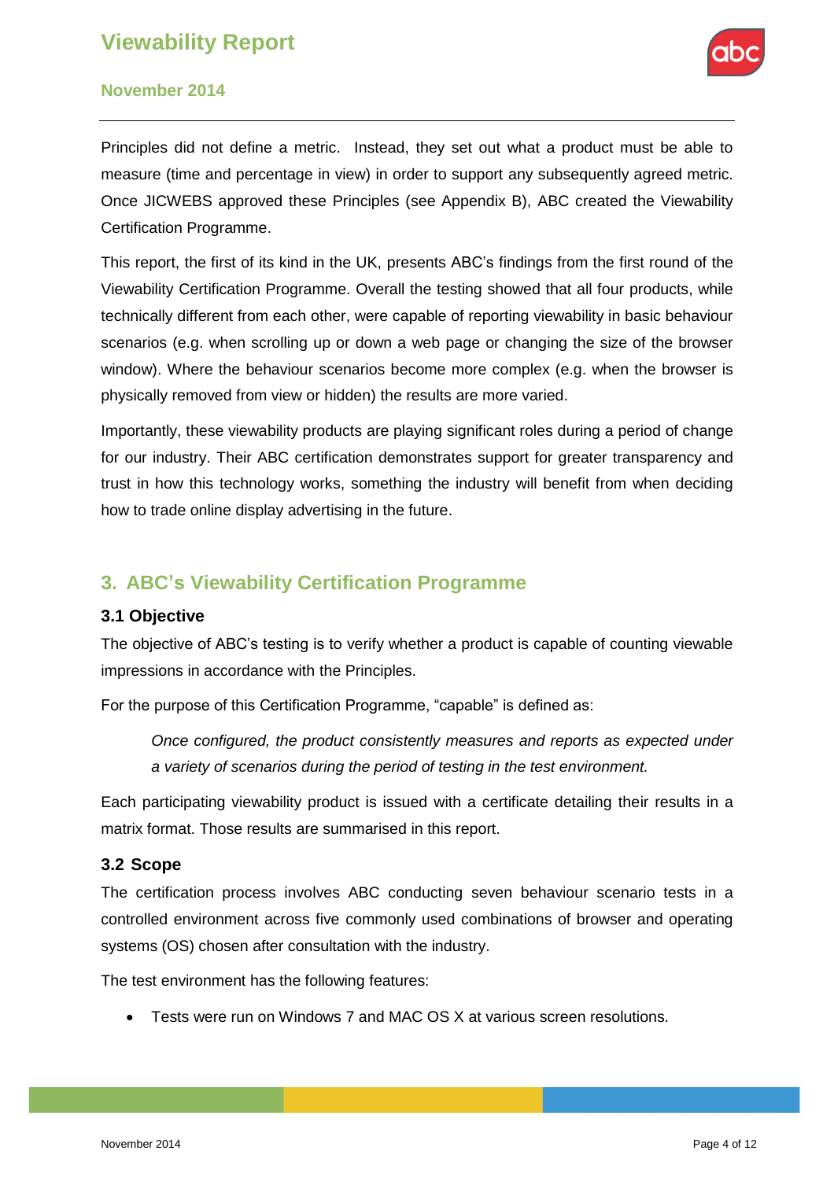Principles did not define a metric. Instead, they set out what a product must be able to measure (time and percentage in view) in order to support any subsequently agreed metric. Once JICWEBS approved these Principles (see Appendix B), ABC created the Viewability Certification Programme.

This report, the first of its kind in the UK, presents ABC's findings from the first round of the Viewability Certification Programme. Overall the testing showed that all four products, while technically different from each other, were capable of reporting viewability in basic behaviour scenarios (e.g. when scrolling up or down a web page or changing the size of the browser window). Where the behaviour scenarios become more complex (e.g. when the browser is physically removed from view or hidden) the results are more varied.

Importantly, these viewability products are playing significant roles during a period of change for our industry. Their ABC certification demonstrates support for greater transparency and trust in how this technology works, something the industry will benefit from when deciding how to trade online display advertising in the future.

## 3. ABC's Viewability Certification Programme

### 3.1 Objective

The objective of ABC's testing is to verify whether a product is capable of counting viewable impressions in accordance with the Principles.

For the purpose of this Certification Programme, "capable" is defined as:

> *Once configured, the product consistently measures and reports as expected under a variety of scenarios during the period of testing in the test environment.*

Each participating viewability product is issued with a certificate detailing their results in a matrix format. Those results are summarised in this report.

### 3.2 Scope

The certification process involves ABC conducting seven behaviour scenario tests in a controlled environment across five commonly used combinations of browser and operating systems (OS) chosen after consultation with the industry.

The test environment has the following features:

- Tests were run on Windows 7 and MAC OS X at various screen resolutions.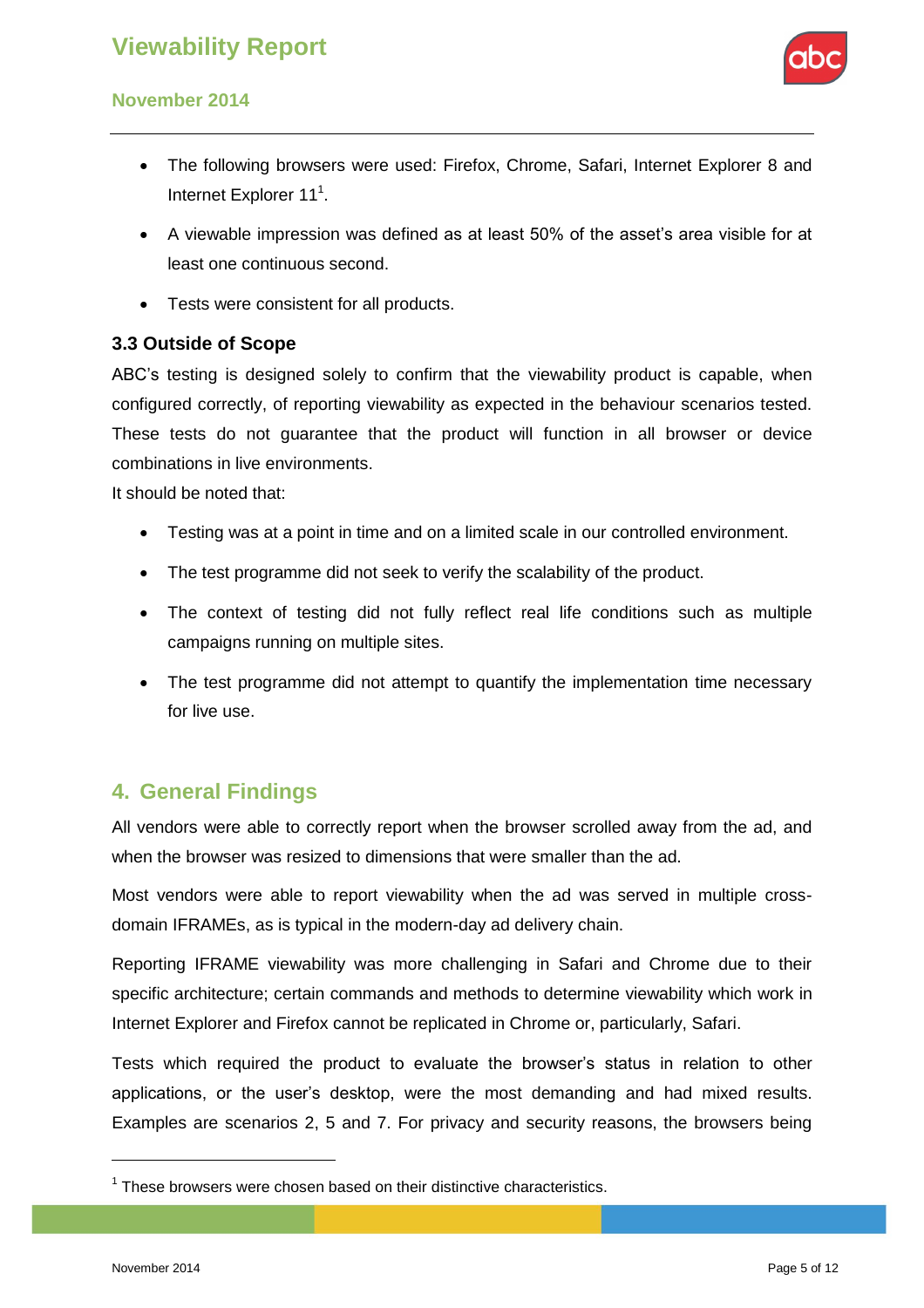- The following browsers were used: Firefox, Chrome, Safari, Internet Explorer 8 and Internet Explorer 11[1].
- A viewable impression was defined as at least 50% of the asset's area visible for at least one continuous second.
- Tests were consistent for all products.

### 3.3 Outside of Scope

ABC's testing is designed solely to confirm that the viewability product is capable, when configured correctly, of reporting viewability as expected in the behaviour scenarios tested. These tests do not guarantee that the product will function in all browser or device combinations in live environments.

It should be noted that:

- Testing was at a point in time and on a limited scale in our controlled environment.
- The test programme did not seek to verify the scalability of the product.
- The context of testing did not fully reflect real life conditions such as multiple campaigns running on multiple sites.
- The test programme did not attempt to quantify the implementation time necessary for live use.

## 4. General Findings

All vendors were able to correctly report when the browser scrolled away from the ad, and when the browser was resized to dimensions that were smaller than the ad.

Most vendors were able to report viewability when the ad was served in multiple cross-domain IFRAMEs, as is typical in the modern-day ad delivery chain.

Reporting IFRAME viewability was more challenging in Safari and Chrome due to their specific architecture; certain commands and methods to determine viewability which work in Internet Explorer and Firefox cannot be replicated in Chrome or, particularly, Safari.

Tests which required the product to evaluate the browser's status in relation to other applications, or the user's desktop, were the most demanding and had mixed results. Examples are scenarios 2, 5 and 7. For privacy and security reasons, the browsers being

[1] These browsers were chosen based on their distinctive characteristics.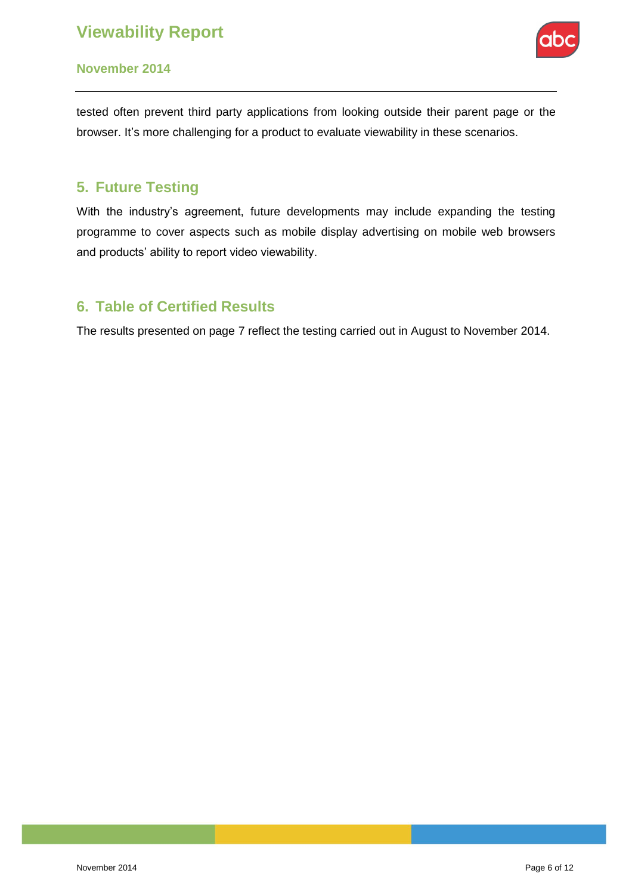tested often prevent third party applications from looking outside their parent page or the browser. It's more challenging for a product to evaluate viewability in these scenarios.

## 5. Future Testing

With the industry's agreement, future developments may include expanding the testing programme to cover aspects such as mobile display advertising on mobile web browsers and products' ability to report video viewability.

## 6. Table of Certified Results

The results presented on page 7 reflect the testing carried out in August to November 2014.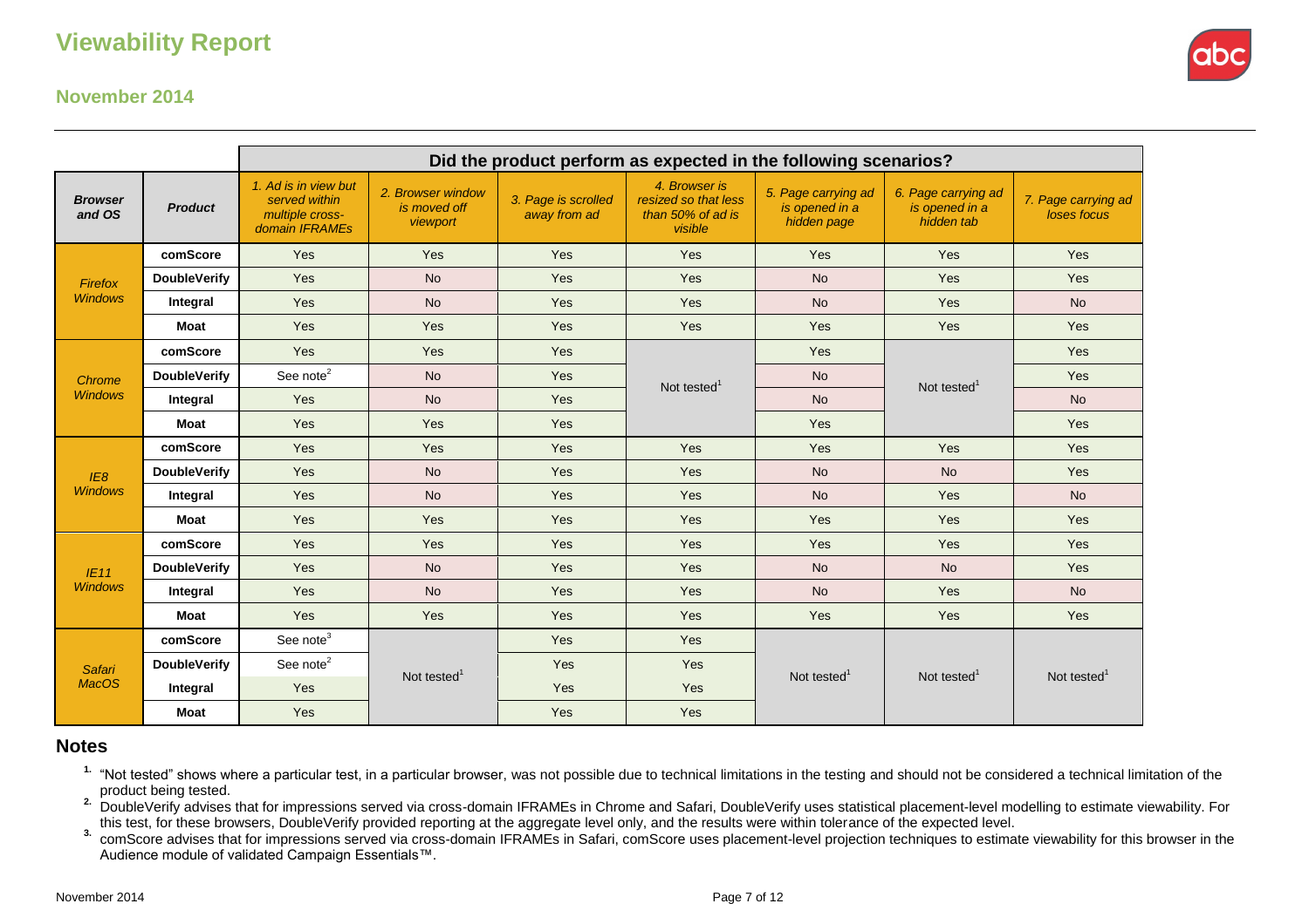# Viewability Report

## November 2014

| | | Did the product perform as expected in the following scenarios? | | | | | | |
|---|---|---|---|---|---|---|---|---|
| ***Browser and OS*** | **Product** | *1. Ad is in view but served within multiple cross-domain IFRAMEs* | *2. Browser window is moved off viewport* | *3. Page is scrolled away from ad* | *4. Browser is resized so that less than 50% of ad is visible* | *5. Page carrying ad is opened in a hidden page* | *6. Page carrying ad is opened in a hidden tab* | *7. Page carrying ad loses focus* |
| *Firefox Windows* | **comScore** | Yes | Yes | Yes | Yes | Yes | Yes | Yes |
| | **DoubleVerify** | Yes | No | Yes | Yes | No | Yes | Yes |
| | **Integral** | Yes | No | Yes | Yes | No | Yes | No |
| | **Moat** | Yes | Yes | Yes | Yes | Yes | Yes | Yes |
| *Chrome Windows* | **comScore** | Yes | Yes | Yes | Not tested[1] | Yes | Not tested[1] | Yes |
| | **DoubleVerify** | See note[2] | No | Yes | | No | | Yes |
| | **Integral** | Yes | No | Yes | | No | | No |
| | **Moat** | Yes | Yes | Yes | | Yes | | Yes |
| *IE8 Windows* | **comScore** | Yes | Yes | Yes | Yes | Yes | Yes | Yes |
| | **DoubleVerify** | Yes | No | Yes | Yes | No | No | Yes |
| | **Integral** | Yes | No | Yes | Yes | No | Yes | No |
| | **Moat** | Yes | Yes | Yes | Yes | Yes | Yes | Yes |
| *IE11 Windows* | **comScore** | Yes | Yes | Yes | Yes | Yes | Yes | Yes |
| | **DoubleVerify** | Yes | No | Yes | Yes | No | No | Yes |
| | **Integral** | Yes | No | Yes | Yes | No | Yes | No |
| | **Moat** | Yes | Yes | Yes | Yes | Yes | Yes | Yes |
| *Safari MacOS* | **comScore** | See note[3] | Not tested[1] | Yes | Yes | Not tested[1] | Not tested[1] | Not tested[1] |
| | **DoubleVerify** | See note[2] | | Yes | Yes | | | |
| | **Integral** | Yes | | Yes | Yes | | | |
| | **Moat** | Yes | | Yes | Yes | | | |

## Notes

1. "Not tested" shows where a particular test, in a particular browser, was not possible due to technical limitations in the testing and should not be considered a technical limitation of the product being tested.
2. DoubleVerify advises that for impressions served via cross-domain IFRAMEs in Chrome and Safari, DoubleVerify uses statistical placement-level modelling to estimate viewability. For this test, for these browsers, DoubleVerify provided reporting at the aggregate level only, and the results were within tolerance of the expected level.
3. comScore advises that for impressions served via cross-domain IFRAMEs in Safari, comScore uses placement-level projection techniques to estimate viewability for this browser in the Audience module of validated Campaign Essentials™.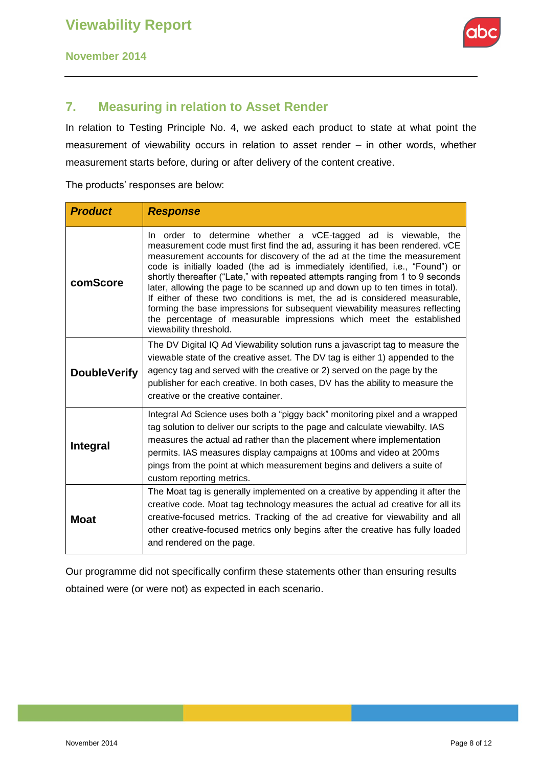## 7. Measuring in relation to Asset Render

In relation to Testing Principle No. 4, we asked each product to state at what point the measurement of viewability occurs in relation to asset render – in other words, whether measurement starts before, during or after delivery of the content creative.

The products' responses are below:

| *Product* | *Response* |
|---|---|
| **comScore** | In order to determine whether a vCE-tagged ad is viewable, the measurement code must first find the ad, assuring it has been rendered. vCE measurement accounts for discovery of the ad at the time the measurement code is initially loaded (the ad is immediately identified, i.e., "Found") or shortly thereafter ("Late," with repeated attempts ranging from 1 to 9 seconds later, allowing the page to be scanned up and down up to ten times in total). If either of these two conditions is met, the ad is considered measurable, forming the base impressions for subsequent viewability measures reflecting the percentage of measurable impressions which meet the established viewability threshold. |
| **DoubleVerify** | The DV Digital IQ Ad Viewability solution runs a javascript tag to measure the viewable state of the creative asset. The DV tag is either 1) appended to the agency tag and served with the creative or 2) served on the page by the publisher for each creative. In both cases, DV has the ability to measure the creative or the creative container. |
| **Integral** | Integral Ad Science uses both a "piggy back" monitoring pixel and a wrapped tag solution to deliver our scripts to the page and calculate viewabilty. IAS measures the actual ad rather than the placement where implementation permits. IAS measures display campaigns at 100ms and video at 200ms pings from the point at which measurement begins and delivers a suite of custom reporting metrics. |
| **Moat** | The Moat tag is generally implemented on a creative by appending it after the creative code. Moat tag technology measures the actual ad creative for all its creative-focused metrics. Tracking of the ad creative for viewability and all other creative-focused metrics only begins after the creative has fully loaded and rendered on the page. |

Our programme did not specifically confirm these statements other than ensuring results obtained were (or were not) as expected in each scenario.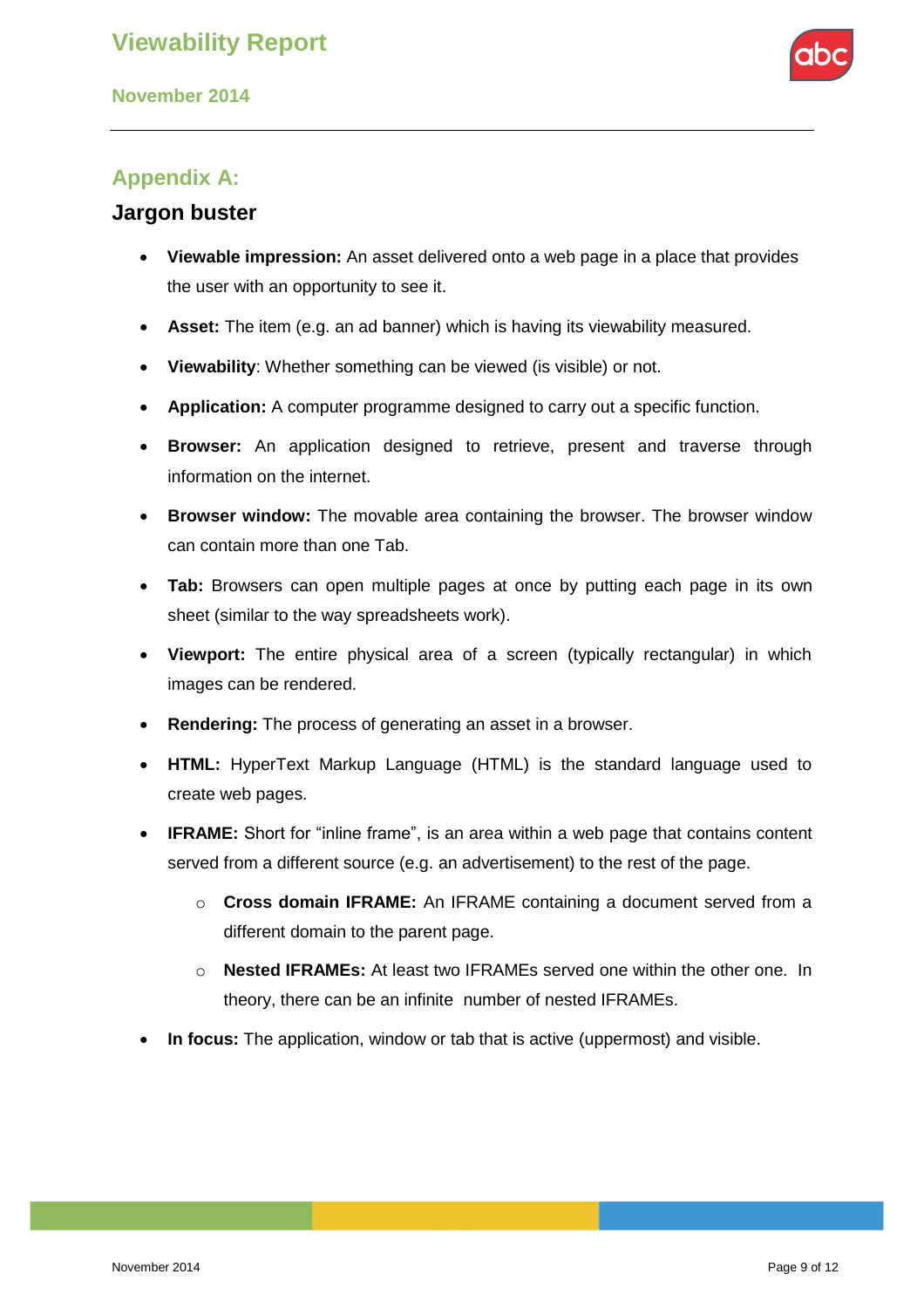## Appendix A:

### Jargon buster

- **Viewable impression:** An asset delivered onto a web page in a place that provides the user with an opportunity to see it.
- **Asset:** The item (e.g. an ad banner) which is having its viewability measured.
- **Viewability**: Whether something can be viewed (is visible) or not.
- **Application:** A computer programme designed to carry out a specific function.
- **Browser:** An application designed to retrieve, present and traverse through information on the internet.
- **Browser window:** The movable area containing the browser. The browser window can contain more than one Tab.
- **Tab:** Browsers can open multiple pages at once by putting each page in its own sheet (similar to the way spreadsheets work).
- **Viewport:** The entire physical area of a screen (typically rectangular) in which images can be rendered.
- **Rendering:** The process of generating an asset in a browser.
- **HTML:** HyperText Markup Language (HTML) is the standard language used to create web pages.
- **IFRAME:** Short for "inline frame", is an area within a web page that contains content served from a different source (e.g. an advertisement) to the rest of the page.
  - **Cross domain IFRAME:** An IFRAME containing a document served from a different domain to the parent page.
  - **Nested IFRAMEs:** At least two IFRAMEs served one within the other one. In theory, there can be an infinite number of nested IFRAMEs.
- **In focus:** The application, window or tab that is active (uppermost) and visible.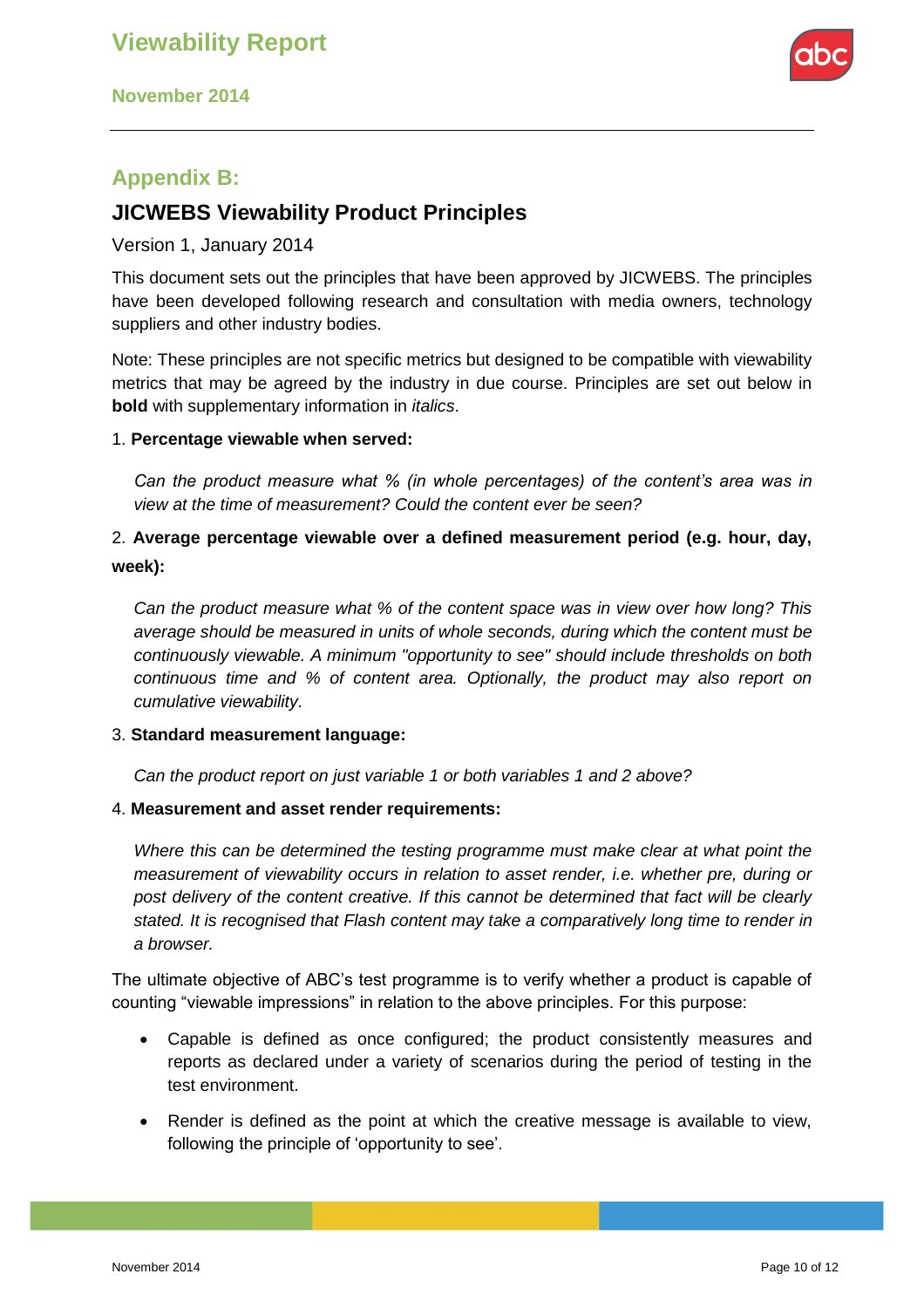## Appendix B:

## JICWEBS Viewability Product Principles

Version 1, January 2014

This document sets out the principles that have been approved by JICWEBS. The principles have been developed following research and consultation with media owners, technology suppliers and other industry bodies.

Note: These principles are not specific metrics but designed to be compatible with viewability metrics that may be agreed by the industry in due course. Principles are set out below in **bold** with supplementary information in *italics*.

1. **Percentage viewable when served:**

   *Can the product measure what % (in whole percentages) of the content's area was in view at the time of measurement? Could the content ever be seen?*

2. **Average percentage viewable over a defined measurement period (e.g. hour, day, week):**

   *Can the product measure what % of the content space was in view over how long? This average should be measured in units of whole seconds, during which the content must be continuously viewable. A minimum "opportunity to see" should include thresholds on both continuous time and % of content area. Optionally, the product may also report on cumulative viewability.*

3. **Standard measurement language:**

   *Can the product report on just variable 1 or both variables 1 and 2 above?*

4. **Measurement and asset render requirements:**

   *Where this can be determined the testing programme must make clear at what point the measurement of viewability occurs in relation to asset render, i.e. whether pre, during or post delivery of the content creative. If this cannot be determined that fact will be clearly stated. It is recognised that Flash content may take a comparatively long time to render in a browser.*

The ultimate objective of ABC's test programme is to verify whether a product is capable of counting "viewable impressions" in relation to the above principles. For this purpose:

- Capable is defined as once configured; the product consistently measures and reports as declared under a variety of scenarios during the period of testing in the test environment.
- Render is defined as the point at which the creative message is available to view, following the principle of 'opportunity to see'.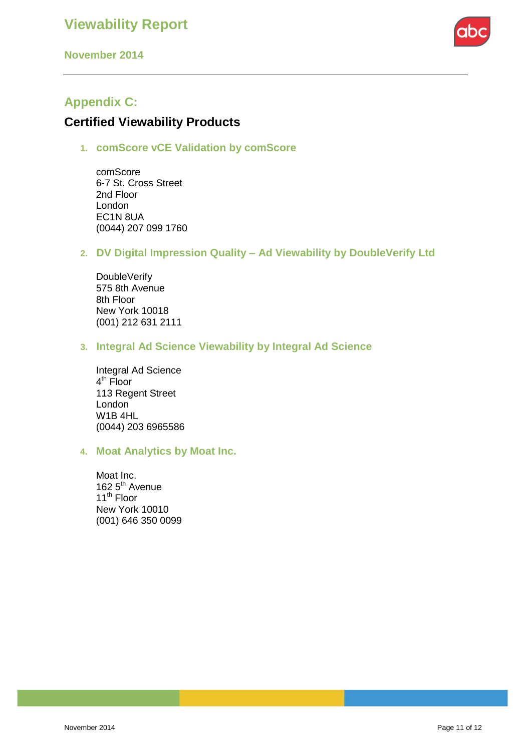## Appendix C:

## Certified Viewability Products

### 1. comScore vCE Validation by comScore

comScore  
6-7 St. Cross Street  
2nd Floor  
London  
EC1N 8UA  
(0044) 207 099 1760

### 2. DV Digital Impression Quality – Ad Viewability by DoubleVerify Ltd

DoubleVerify  
575 8th Avenue  
8th Floor  
New York 10018  
(001) 212 631 2111

### 3. Integral Ad Science Viewability by Integral Ad Science

Integral Ad Science  
4th Floor  
113 Regent Street  
London  
W1B 4HL  
(0044) 203 6965586

### 4. Moat Analytics by Moat Inc.

Moat Inc.  
162 5th Avenue  
11th Floor  
New York 10010  
(001) 646 350 0099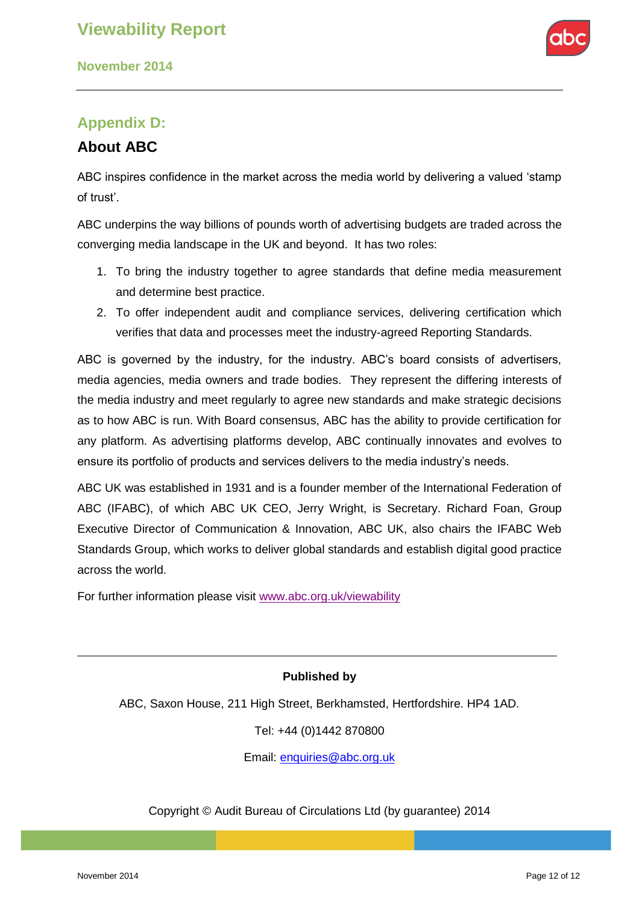## Appendix D:

## About ABC

ABC inspires confidence in the market across the media world by delivering a valued 'stamp of trust'.

ABC underpins the way billions of pounds worth of advertising budgets are traded across the converging media landscape in the UK and beyond. It has two roles:

1. To bring the industry together to agree standards that define media measurement and determine best practice.
2. To offer independent audit and compliance services, delivering certification which verifies that data and processes meet the industry-agreed Reporting Standards.

ABC is governed by the industry, for the industry. ABC's board consists of advertisers, media agencies, media owners and trade bodies. They represent the differing interests of the media industry and meet regularly to agree new standards and make strategic decisions as to how ABC is run. With Board consensus, ABC has the ability to provide certification for any platform. As advertising platforms develop, ABC continually innovates and evolves to ensure its portfolio of products and services delivers to the media industry's needs.

ABC UK was established in 1931 and is a founder member of the International Federation of ABC (IFABC), of which ABC UK CEO, Jerry Wright, is Secretary. Richard Foan, Group Executive Director of Communication & Innovation, ABC UK, also chairs the IFABC Web Standards Group, which works to deliver global standards and establish digital good practice across the world.

For further information please visit www.abc.org.uk/viewability

---

**Published by**

ABC, Saxon House, 211 High Street, Berkhamsted, Hertfordshire. HP4 1AD.

Tel: +44 (0)1442 870800

Email: enquiries@abc.org.uk

Copyright © Audit Bureau of Circulations Ltd (by guarantee) 2014